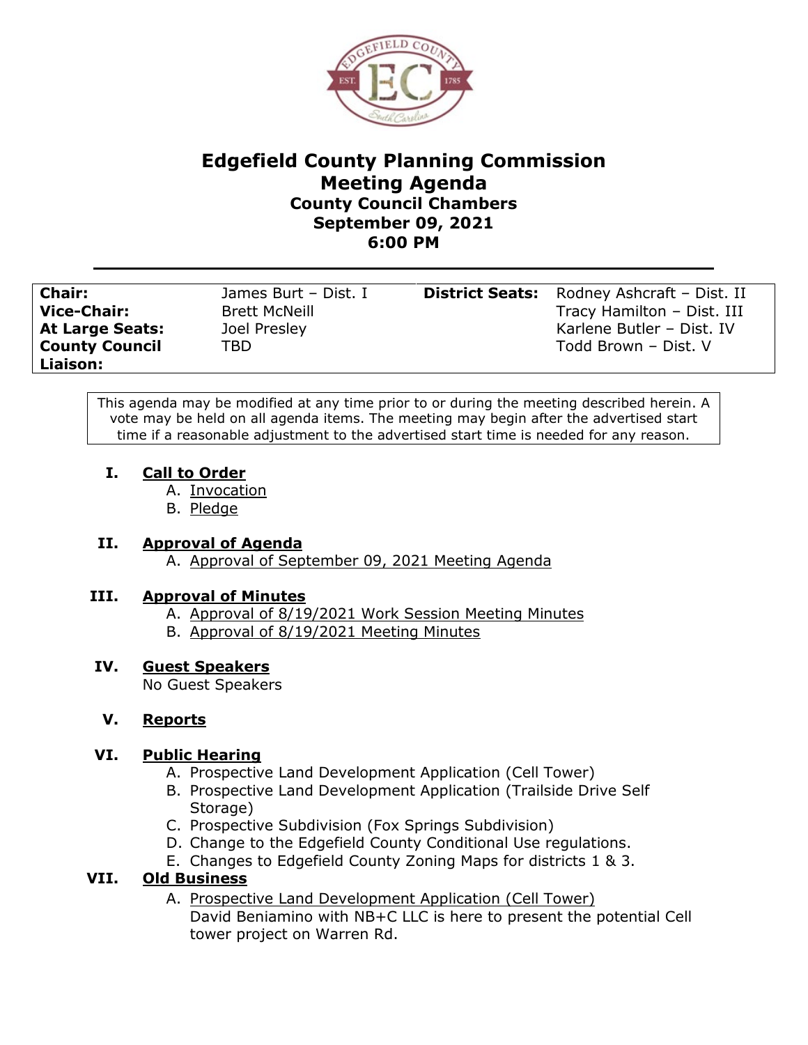# Edgefield County Planning Commission
## Meeting Agenda
### County Council Chambers
### September 09, 2021
### 6:00 PM

| | | | |
|---|---|---|---|
| **Chair:** | James Burt – Dist. I | **District Seats:** | Rodney Ashcraft – Dist. II |
| **Vice-Chair:** | Brett McNeill | | Tracy Hamilton – Dist. III |
| **At Large Seats:** | Joel Presley | | Karlene Butler – Dist. IV |
| **County Council Liaison:** | TBD | | Todd Brown – Dist. V |

This agenda may be modified at any time prior to or during the meeting described herein. A vote may be held on all agenda items. The meeting may begin after the advertised start time if a reasonable adjustment to the advertised start time is needed for any reason.

**I. Call to Order**
- A. Invocation
- B. Pledge

**II. Approval of Agenda**
- A. Approval of September 09, 2021 Meeting Agenda

**III. Approval of Minutes**
- A. Approval of 8/19/2021 Work Session Meeting Minutes
- B. Approval of 8/19/2021 Meeting Minutes

**IV. Guest Speakers**

No Guest Speakers

**V. Reports**

**VI. Public Hearing**
- A. Prospective Land Development Application (Cell Tower)
- B. Prospective Land Development Application (Trailside Drive Self Storage)
- C. Prospective Subdivision (Fox Springs Subdivision)
- D. Change to the Edgefield County Conditional Use regulations.
- E. Changes to Edgefield County Zoning Maps for districts 1 & 3.

**VII. Old Business**
- A. Prospective Land Development Application (Cell Tower)

  David Beniamino with NB+C LLC is here to present the potential Cell tower project on Warren Rd.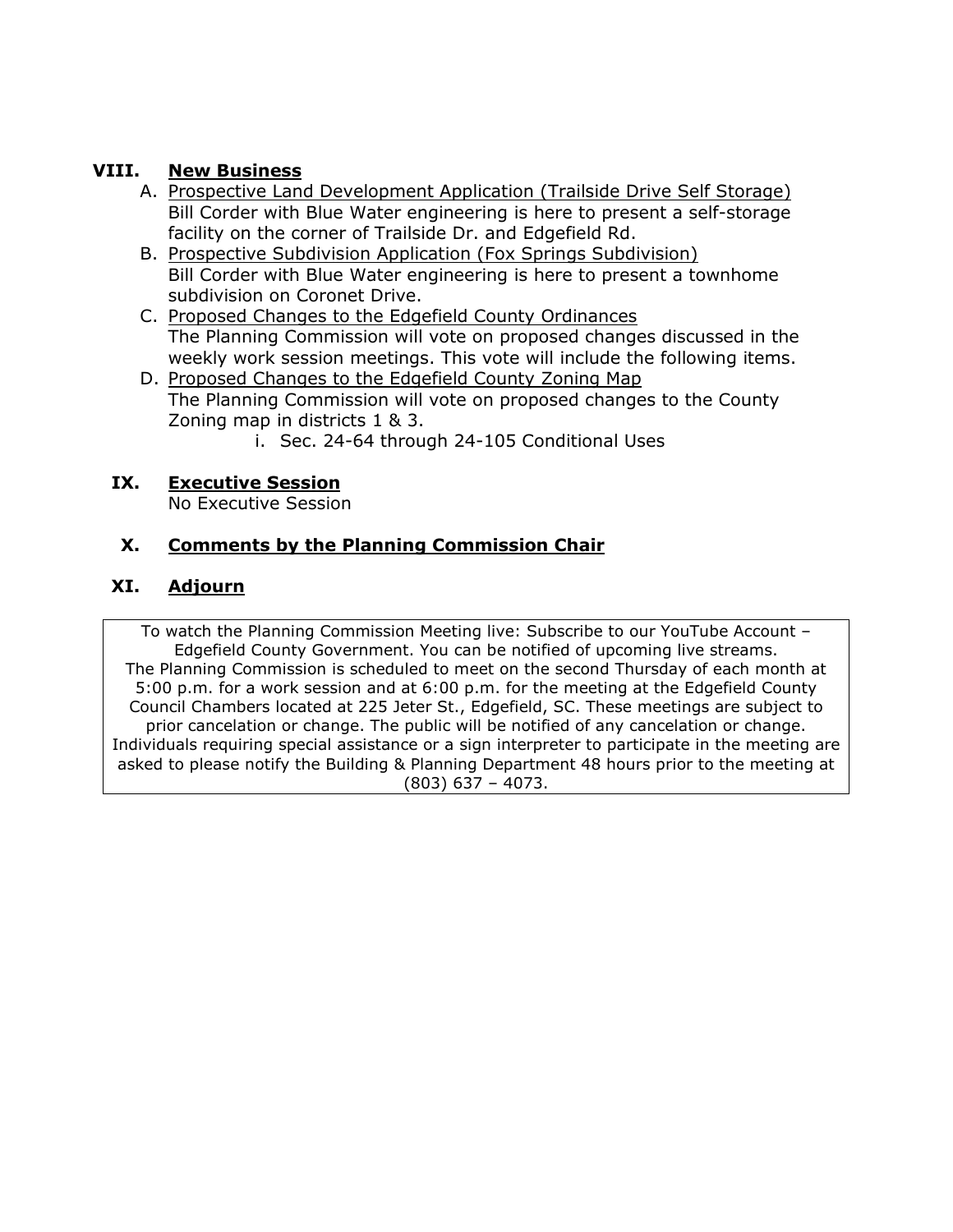## VIII. **New Business**

A. Prospective Land Development Application (Trailside Drive Self Storage)
Bill Corder with Blue Water engineering is here to present a self-storage facility on the corner of Trailside Dr. and Edgefield Rd.

B. Prospective Subdivision Application (Fox Springs Subdivision)
Bill Corder with Blue Water engineering is here to present a townhome subdivision on Coronet Drive.

C. Proposed Changes to the Edgefield County Ordinances
The Planning Commission will vote on proposed changes discussed in the weekly work session meetings. This vote will include the following items.

D. Proposed Changes to the Edgefield County Zoning Map
The Planning Commission will vote on proposed changes to the County Zoning map in districts 1 & 3.

   i. Sec. 24-64 through 24-105 Conditional Uses

## IX. **Executive Session**

No Executive Session

## X. **Comments by the Planning Commission Chair**

## XI. **Adjourn**

To watch the Planning Commission Meeting live: Subscribe to our YouTube Account – Edgefield County Government. You can be notified of upcoming live streams.
The Planning Commission is scheduled to meet on the second Thursday of each month at 5:00 p.m. for a work session and at 6:00 p.m. for the meeting at the Edgefield County Council Chambers located at 225 Jeter St., Edgefield, SC. These meetings are subject to prior cancelation or change. The public will be notified of any cancelation or change. Individuals requiring special assistance or a sign interpreter to participate in the meeting are asked to please notify the Building & Planning Department 48 hours prior to the meeting at (803) 637 – 4073.